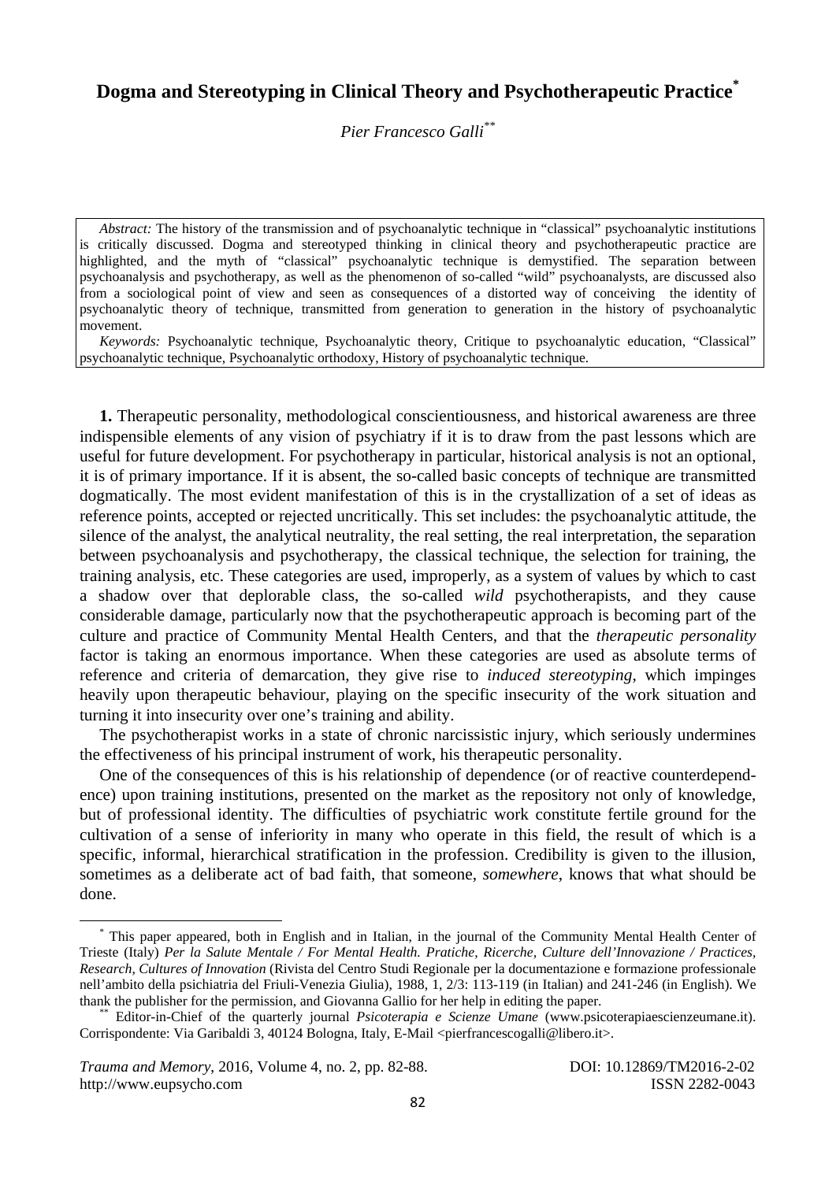# Dogma and Stereotyping in Clinical Theory and Psychotherapeutic Practice[*]

*Pier Francesco Galli*[**]

*Abstract:* The history of the transmission and of psychoanalytic technique in "classical" psychoanalytic institutions is critically discussed. Dogma and stereotyped thinking in clinical theory and psychotherapeutic practice are highlighted, and the myth of "classical" psychoanalytic technique is demystified. The separation between psychoanalysis and psychotherapy, as well as the phenomenon of so-called "wild" psychoanalysts, are discussed also from a sociological point of view and seen as consequences of a distorted way of conceiving the identity of psychoanalytic theory of technique, transmitted from generation to generation in the history of psychoanalytic movement.

*Keywords:* Psychoanalytic technique, Psychoanalytic theory, Critique to psychoanalytic education, "Classical" psychoanalytic technique, Psychoanalytic orthodoxy, History of psychoanalytic technique.

**1.** Therapeutic personality, methodological conscientiousness, and historical awareness are three indispensible elements of any vision of psychiatry if it is to draw from the past lessons which are useful for future development. For psychotherapy in particular, historical analysis is not an optional, it is of primary importance. If it is absent, the so-called basic concepts of technique are transmitted dogmatically. The most evident manifestation of this is in the crystallization of a set of ideas as reference points, accepted or rejected uncritically. This set includes: the psychoanalytic attitude, the silence of the analyst, the analytical neutrality, the real setting, the real interpretation, the separation between psychoanalysis and psychotherapy, the classical technique, the selection for training, the training analysis, etc. These categories are used, improperly, as a system of values by which to cast a shadow over that deplorable class, the so-called *wild* psychotherapists, and they cause considerable damage, particularly now that the psychotherapeutic approach is becoming part of the culture and practice of Community Mental Health Centers, and that the *therapeutic personality* factor is taking an enormous importance. When these categories are used as absolute terms of reference and criteria of demarcation, they give rise to *induced stereotyping*, which impinges heavily upon therapeutic behaviour, playing on the specific insecurity of the work situation and turning it into insecurity over one's training and ability.

The psychotherapist works in a state of chronic narcissistic injury, which seriously undermines the effectiveness of his principal instrument of work, his therapeutic personality.

One of the consequences of this is his relationship of dependence (or of reactive counterdependence) upon training institutions, presented on the market as the repository not only of knowledge, but of professional identity. The difficulties of psychiatric work constitute fertile ground for the cultivation of a sense of inferiority in many who operate in this field, the result of which is a specific, informal, hierarchical stratification in the profession. Credibility is given to the illusion, sometimes as a deliberate act of bad faith, that someone, *somewhere*, knows that what should be done.

[*] This paper appeared, both in English and in Italian, in the journal of the Community Mental Health Center of Trieste (Italy) *Per la Salute Mentale / For Mental Health. Pratiche, Ricerche, Culture dell'Innovazione / Practices, Research, Cultures of Innovation* (Rivista del Centro Studi Regionale per la documentazione e formazione professionale nell'ambito della psichiatria del Friuli-Venezia Giulia), 1988, 1, 2/3: 113-119 (in Italian) and 241-246 (in English). We thank the publisher for the permission, and Giovanna Gallio for her help in editing the paper.

[**] Editor-in-Chief of the quarterly journal *Psicoterapia e Scienze Umane* (www.psicoterapiaescienzeumane.it). Corrispondente: Via Garibaldi 3, 40124 Bologna, Italy, E-Mail <pierfrancescogalli@libero.it>.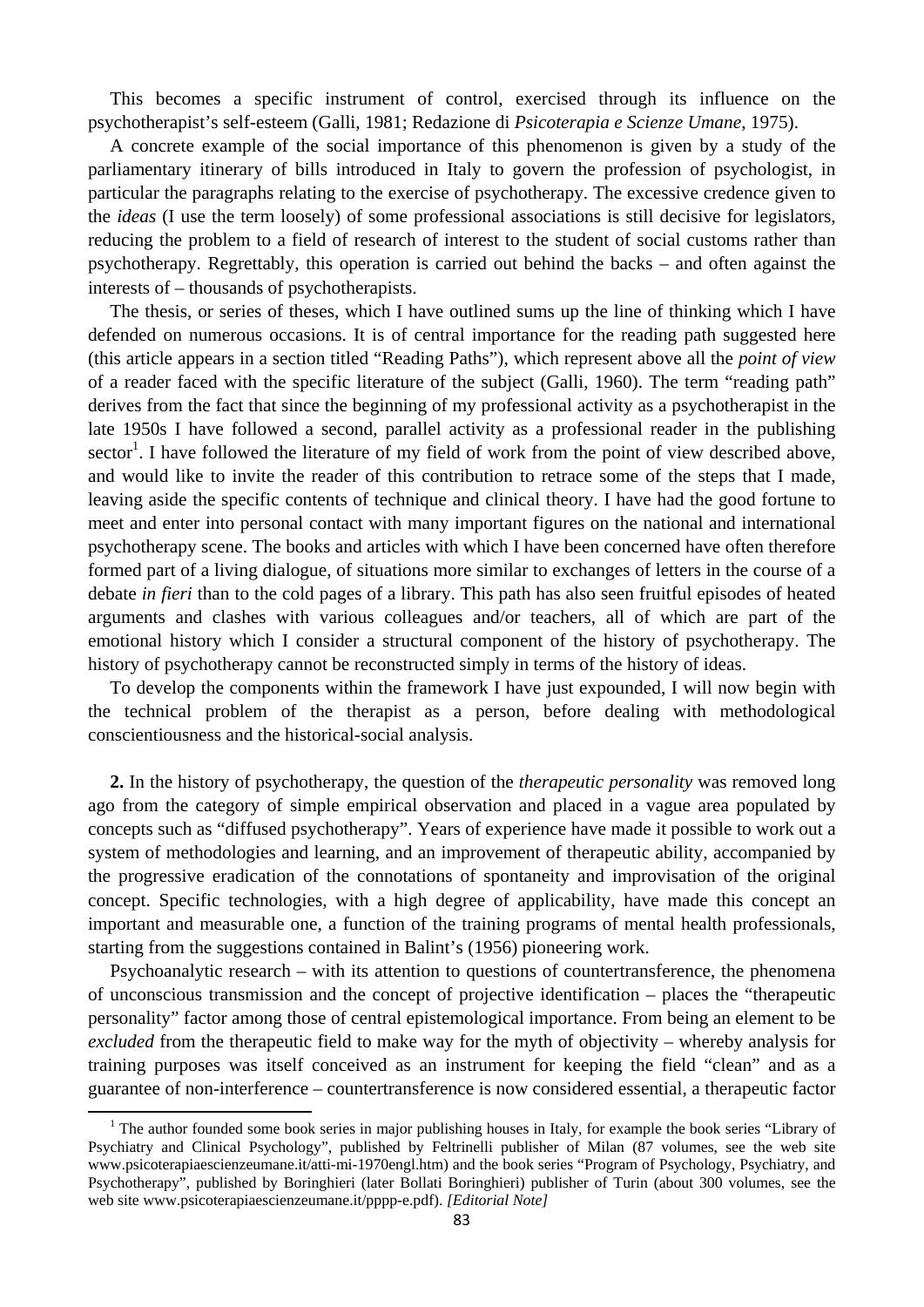This becomes a specific instrument of control, exercised through its influence on the psychotherapist's self-esteem (Galli, 1981; Redazione di *Psicoterapia e Scienze Umane*, 1975).

A concrete example of the social importance of this phenomenon is given by a study of the parliamentary itinerary of bills introduced in Italy to govern the profession of psychologist, in particular the paragraphs relating to the exercise of psychotherapy. The excessive credence given to the *ideas* (I use the term loosely) of some professional associations is still decisive for legislators, reducing the problem to a field of research of interest to the student of social customs rather than psychotherapy. Regrettably, this operation is carried out behind the backs – and often against the interests of – thousands of psychotherapists.

The thesis, or series of theses, which I have outlined sums up the line of thinking which I have defended on numerous occasions. It is of central importance for the reading path suggested here (this article appears in a section titled "Reading Paths"), which represent above all the *point of view* of a reader faced with the specific literature of the subject (Galli, 1960). The term "reading path" derives from the fact that since the beginning of my professional activity as a psychotherapist in the late 1950s I have followed a second, parallel activity as a professional reader in the publishing sector[1]. I have followed the literature of my field of work from the point of view described above, and would like to invite the reader of this contribution to retrace some of the steps that I made, leaving aside the specific contents of technique and clinical theory. I have had the good fortune to meet and enter into personal contact with many important figures on the national and international psychotherapy scene. The books and articles with which I have been concerned have often therefore formed part of a living dialogue, of situations more similar to exchanges of letters in the course of a debate *in fieri* than to the cold pages of a library. This path has also seen fruitful episodes of heated arguments and clashes with various colleagues and/or teachers, all of which are part of the emotional history which I consider a structural component of the history of psychotherapy. The history of psychotherapy cannot be reconstructed simply in terms of the history of ideas.

To develop the components within the framework I have just expounded, I will now begin with the technical problem of the therapist as a person, before dealing with methodological conscientiousness and the historical-social analysis.

**2.** In the history of psychotherapy, the question of the *therapeutic personality* was removed long ago from the category of simple empirical observation and placed in a vague area populated by concepts such as "diffused psychotherapy". Years of experience have made it possible to work out a system of methodologies and learning, and an improvement of therapeutic ability, accompanied by the progressive eradication of the connotations of spontaneity and improvisation of the original concept. Specific technologies, with a high degree of applicability, have made this concept an important and measurable one, a function of the training programs of mental health professionals, starting from the suggestions contained in Balint's (1956) pioneering work.

Psychoanalytic research – with its attention to questions of countertransference, the phenomena of unconscious transmission and the concept of projective identification – places the "therapeutic personality" factor among those of central epistemological importance. From being an element to be *excluded* from the therapeutic field to make way for the myth of objectivity – whereby analysis for training purposes was itself conceived as an instrument for keeping the field "clean" and as a guarantee of non-interference – countertransference is now considered essential, a therapeutic factor

---

[1] The author founded some book series in major publishing houses in Italy, for example the book series "Library of Psychiatry and Clinical Psychology", published by Feltrinelli publisher of Milan (87 volumes, see the web site www.psicoterapiaescienzeumane.it/atti-mi-1970engl.htm) and the book series "Program of Psychology, Psychiatry, and Psychotherapy", published by Boringhieri (later Bollati Boringhieri) publisher of Turin (about 300 volumes, see the web site www.psicoterapiaescienzeumane.it/pppp-e.pdf). *[Editorial Note]*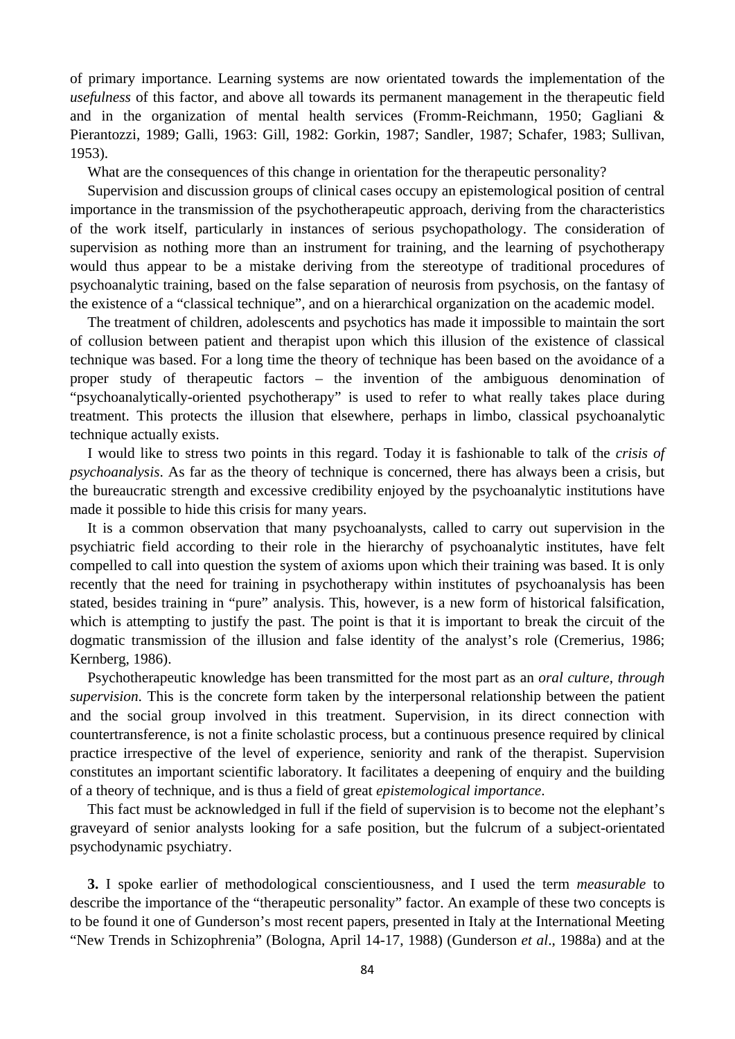of primary importance. Learning systems are now orientated towards the implementation of the *usefulness* of this factor, and above all towards its permanent management in the therapeutic field and in the organization of mental health services (Fromm-Reichmann, 1950; Gagliani & Pierantozzi, 1989; Galli, 1963: Gill, 1982: Gorkin, 1987; Sandler, 1987; Schafer, 1983; Sullivan, 1953).

What are the consequences of this change in orientation for the therapeutic personality?

Supervision and discussion groups of clinical cases occupy an epistemological position of central importance in the transmission of the psychotherapeutic approach, deriving from the characteristics of the work itself, particularly in instances of serious psychopathology. The consideration of supervision as nothing more than an instrument for training, and the learning of psychotherapy would thus appear to be a mistake deriving from the stereotype of traditional procedures of psychoanalytic training, based on the false separation of neurosis from psychosis, on the fantasy of the existence of a "classical technique", and on a hierarchical organization on the academic model.

The treatment of children, adolescents and psychotics has made it impossible to maintain the sort of collusion between patient and therapist upon which this illusion of the existence of classical technique was based. For a long time the theory of technique has been based on the avoidance of a proper study of therapeutic factors – the invention of the ambiguous denomination of "psychoanalytically-oriented psychotherapy" is used to refer to what really takes place during treatment. This protects the illusion that elsewhere, perhaps in limbo, classical psychoanalytic technique actually exists.

I would like to stress two points in this regard. Today it is fashionable to talk of the *crisis of psychoanalysis*. As far as the theory of technique is concerned, there has always been a crisis, but the bureaucratic strength and excessive credibility enjoyed by the psychoanalytic institutions have made it possible to hide this crisis for many years.

It is a common observation that many psychoanalysts, called to carry out supervision in the psychiatric field according to their role in the hierarchy of psychoanalytic institutes, have felt compelled to call into question the system of axioms upon which their training was based. It is only recently that the need for training in psychotherapy within institutes of psychoanalysis has been stated, besides training in "pure" analysis. This, however, is a new form of historical falsification, which is attempting to justify the past. The point is that it is important to break the circuit of the dogmatic transmission of the illusion and false identity of the analyst's role (Cremerius, 1986; Kernberg, 1986).

Psychotherapeutic knowledge has been transmitted for the most part as an *oral culture, through supervision*. This is the concrete form taken by the interpersonal relationship between the patient and the social group involved in this treatment. Supervision, in its direct connection with countertransference, is not a finite scholastic process, but a continuous presence required by clinical practice irrespective of the level of experience, seniority and rank of the therapist. Supervision constitutes an important scientific laboratory. It facilitates a deepening of enquiry and the building of a theory of technique, and is thus a field of great *epistemological importance*.

This fact must be acknowledged in full if the field of supervision is to become not the elephant's graveyard of senior analysts looking for a safe position, but the fulcrum of a subject-orientated psychodynamic psychiatry.

**3.** I spoke earlier of methodological conscientiousness, and I used the term *measurable* to describe the importance of the "therapeutic personality" factor. An example of these two concepts is to be found it one of Gunderson's most recent papers, presented in Italy at the International Meeting "New Trends in Schizophrenia" (Bologna, April 14-17, 1988) (Gunderson *et al*., 1988a) and at the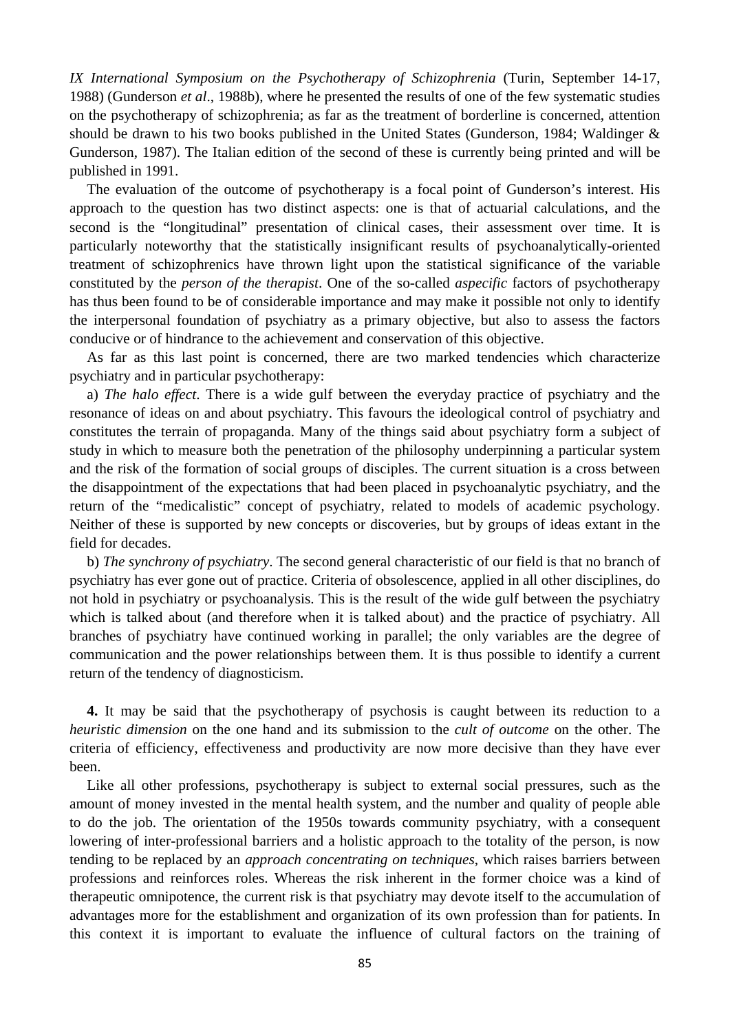*IX International Symposium on the Psychotherapy of Schizophrenia* (Turin, September 14-17, 1988) (Gunderson *et al*., 1988b), where he presented the results of one of the few systematic studies on the psychotherapy of schizophrenia; as far as the treatment of borderline is concerned, attention should be drawn to his two books published in the United States (Gunderson, 1984; Waldinger & Gunderson, 1987). The Italian edition of the second of these is currently being printed and will be published in 1991.

The evaluation of the outcome of psychotherapy is a focal point of Gunderson's interest. His approach to the question has two distinct aspects: one is that of actuarial calculations, and the second is the "longitudinal" presentation of clinical cases, their assessment over time. It is particularly noteworthy that the statistically insignificant results of psychoanalytically-oriented treatment of schizophrenics have thrown light upon the statistical significance of the variable constituted by the *person of the therapist*. One of the so-called *aspecific* factors of psychotherapy has thus been found to be of considerable importance and may make it possible not only to identify the interpersonal foundation of psychiatry as a primary objective, but also to assess the factors conducive or of hindrance to the achievement and conservation of this objective.

As far as this last point is concerned, there are two marked tendencies which characterize psychiatry and in particular psychotherapy:

a) *The halo effect*. There is a wide gulf between the everyday practice of psychiatry and the resonance of ideas on and about psychiatry. This favours the ideological control of psychiatry and constitutes the terrain of propaganda. Many of the things said about psychiatry form a subject of study in which to measure both the penetration of the philosophy underpinning a particular system and the risk of the formation of social groups of disciples. The current situation is a cross between the disappointment of the expectations that had been placed in psychoanalytic psychiatry, and the return of the "medicalistic" concept of psychiatry, related to models of academic psychology. Neither of these is supported by new concepts or discoveries, but by groups of ideas extant in the field for decades.

b) *The synchrony of psychiatry*. The second general characteristic of our field is that no branch of psychiatry has ever gone out of practice. Criteria of obsolescence, applied in all other disciplines, do not hold in psychiatry or psychoanalysis. This is the result of the wide gulf between the psychiatry which is talked about (and therefore when it is talked about) and the practice of psychiatry. All branches of psychiatry have continued working in parallel; the only variables are the degree of communication and the power relationships between them. It is thus possible to identify a current return of the tendency of diagnosticism.

**4.** It may be said that the psychotherapy of psychosis is caught between its reduction to a *heuristic dimension* on the one hand and its submission to the *cult of outcome* on the other. The criteria of efficiency, effectiveness and productivity are now more decisive than they have ever been.

Like all other professions, psychotherapy is subject to external social pressures, such as the amount of money invested in the mental health system, and the number and quality of people able to do the job. The orientation of the 1950s towards community psychiatry, with a consequent lowering of inter-professional barriers and a holistic approach to the totality of the person, is now tending to be replaced by an *approach concentrating on techniques*, which raises barriers between professions and reinforces roles. Whereas the risk inherent in the former choice was a kind of therapeutic omnipotence, the current risk is that psychiatry may devote itself to the accumulation of advantages more for the establishment and organization of its own profession than for patients. In this context it is important to evaluate the influence of cultural factors on the training of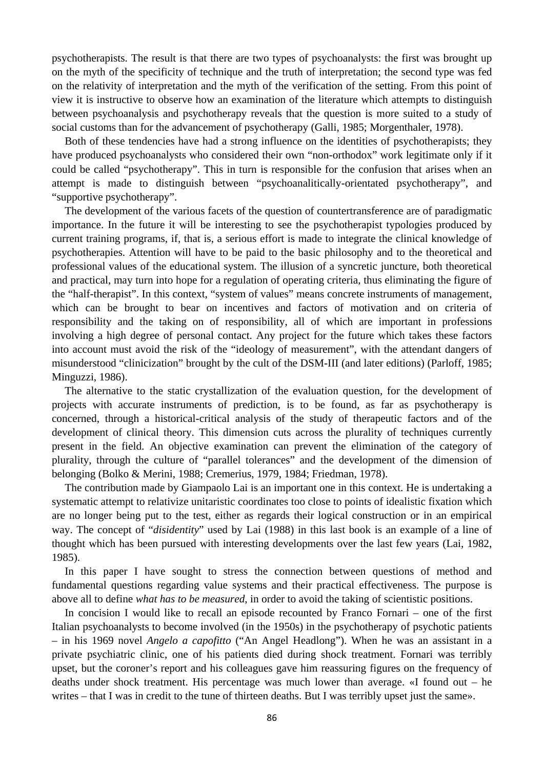psychotherapists. The result is that there are two types of psychoanalysts: the first was brought up on the myth of the specificity of technique and the truth of interpretation; the second type was fed on the relativity of interpretation and the myth of the verification of the setting. From this point of view it is instructive to observe how an examination of the literature which attempts to distinguish between psychoanalysis and psychotherapy reveals that the question is more suited to a study of social customs than for the advancement of psychotherapy (Galli, 1985; Morgenthaler, 1978).

Both of these tendencies have had a strong influence on the identities of psychotherapists; they have produced psychoanalysts who considered their own "non-orthodox" work legitimate only if it could be called "psychotherapy". This in turn is responsible for the confusion that arises when an attempt is made to distinguish between "psychoanalitically-orientated psychotherapy", and "supportive psychotherapy".

The development of the various facets of the question of countertransference are of paradigmatic importance. In the future it will be interesting to see the psychotherapist typologies produced by current training programs, if, that is, a serious effort is made to integrate the clinical knowledge of psychotherapies. Attention will have to be paid to the basic philosophy and to the theoretical and professional values of the educational system. The illusion of a syncretic juncture, both theoretical and practical, may turn into hope for a regulation of operating criteria, thus eliminating the figure of the "half-therapist". In this context, "system of values" means concrete instruments of management, which can be brought to bear on incentives and factors of motivation and on criteria of responsibility and the taking on of responsibility, all of which are important in professions involving a high degree of personal contact. Any project for the future which takes these factors into account must avoid the risk of the "ideology of measurement", with the attendant dangers of misunderstood "clinicization" brought by the cult of the DSM-III (and later editions) (Parloff, 1985; Minguzzi, 1986).

The alternative to the static crystallization of the evaluation question, for the development of projects with accurate instruments of prediction, is to be found, as far as psychotherapy is concerned, through a historical-critical analysis of the study of therapeutic factors and of the development of clinical theory. This dimension cuts across the plurality of techniques currently present in the field. An objective examination can prevent the elimination of the category of plurality, through the culture of "parallel tolerances" and the development of the dimension of belonging (Bolko & Merini, 1988; Cremerius, 1979, 1984; Friedman, 1978).

The contribution made by Giampaolo Lai is an important one in this context. He is undertaking a systematic attempt to relativize unitaristic coordinates too close to points of idealistic fixation which are no longer being put to the test, either as regards their logical construction or in an empirical way. The concept of "*disidentity*" used by Lai (1988) in this last book is an example of a line of thought which has been pursued with interesting developments over the last few years (Lai, 1982, 1985).

In this paper I have sought to stress the connection between questions of method and fundamental questions regarding value systems and their practical effectiveness. The purpose is above all to define *what has to be measured*, in order to avoid the taking of scientistic positions.

In concision I would like to recall an episode recounted by Franco Fornari – one of the first Italian psychoanalysts to become involved (in the 1950s) in the psychotherapy of psychotic patients – in his 1969 novel *Angelo a capofitto* ("An Angel Headlong"). When he was an assistant in a private psychiatric clinic, one of his patients died during shock treatment. Fornari was terribly upset, but the coroner's report and his colleagues gave him reassuring figures on the frequency of deaths under shock treatment. His percentage was much lower than average. «I found out – he writes – that I was in credit to the tune of thirteen deaths. But I was terribly upset just the same».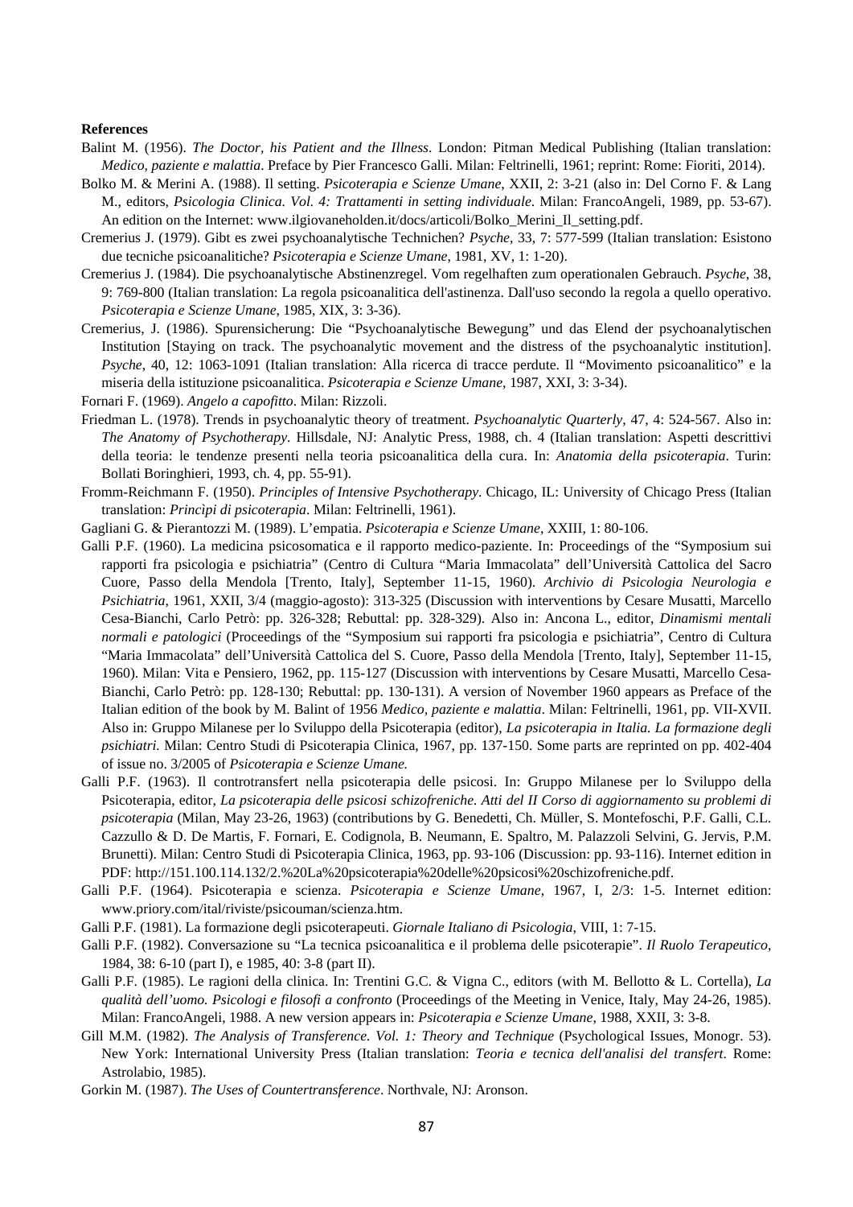**References**

Balint M. (1956). *The Doctor, his Patient and the Illness*. London: Pitman Medical Publishing (Italian translation: *Medico, paziente e malattia*. Preface by Pier Francesco Galli. Milan: Feltrinelli, 1961; reprint: Rome: Fioriti, 2014).

Bolko M. & Merini A. (1988). Il setting. *Psicoterapia e Scienze Umane*, XXII, 2: 3-21 (also in: Del Corno F. & Lang M., editors, *Psicologia Clinica. Vol. 4: Trattamenti in setting individuale*. Milan: FrancoAngeli, 1989, pp. 53-67). An edition on the Internet: www.ilgiovaneholden.it/docs/articoli/Bolko_Merini_Il_setting.pdf.

Cremerius J. (1979). Gibt es zwei psychoanalytische Technichen? *Psyche*, 33, 7: 577-599 (Italian translation: Esistono due tecniche psicoanalitiche? *Psicoterapia e Scienze Umane*, 1981, XV, 1: 1-20).

Cremerius J. (1984). Die psychoanalytische Abstinenzregel. Vom regelhaften zum operationalen Gebrauch. *Psyche*, 38, 9: 769-800 (Italian translation: La regola psicoanalitica dell'astinenza. Dall'uso secondo la regola a quello operativo. *Psicoterapia e Scienze Umane*, 1985, XIX, 3: 3-36).

Cremerius, J. (1986). Spurensicherung: Die "Psychoanalytische Bewegung" und das Elend der psychoanalytischen Institution [Staying on track. The psychoanalytic movement and the distress of the psychoanalytic institution]. *Psyche*, 40, 12: 1063-1091 (Italian translation: Alla ricerca di tracce perdute. Il "Movimento psicoanalitico" e la miseria della istituzione psicoanalitica. *Psicoterapia e Scienze Umane*, 1987, XXI, 3: 3-34).

Fornari F. (1969). *Angelo a capofitto*. Milan: Rizzoli.

Friedman L. (1978). Trends in psychoanalytic theory of treatment. *Psychoanalytic Quarterly*, 47, 4: 524-567. Also in: *The Anatomy of Psychotherapy*. Hillsdale, NJ: Analytic Press, 1988, ch. 4 (Italian translation: Aspetti descrittivi della teoria: le tendenze presenti nella teoria psicoanalitica della cura. In: *Anatomia della psicoterapia*. Turin: Bollati Boringhieri, 1993, ch. 4, pp. 55-91).

Fromm-Reichmann F. (1950). *Principles of Intensive Psychotherapy*. Chicago, IL: University of Chicago Press (Italian translation: *Princìpi di psicoterapia*. Milan: Feltrinelli, 1961).

Gagliani G. & Pierantozzi M. (1989). L'empatia. *Psicoterapia e Scienze Umane*, XXIII, 1: 80-106.

Galli P.F. (1960). La medicina psicosomatica e il rapporto medico-paziente. In: Proceedings of the "Symposium sui rapporti fra psicologia e psichiatria" (Centro di Cultura "Maria Immacolata" dell'Università Cattolica del Sacro Cuore, Passo della Mendola [Trento, Italy], September 11-15, 1960). *Archivio di Psicologia Neurologia e Psichiatria*, 1961, XXII, 3/4 (maggio-agosto): 313-325 (Discussion with interventions by Cesare Musatti, Marcello Cesa-Bianchi, Carlo Petrò: pp. 326-328; Rebuttal: pp. 328-329). Also in: Ancona L., editor, *Dinamismi mentali normali e patologici* (Proceedings of the "Symposium sui rapporti fra psicologia e psichiatria", Centro di Cultura "Maria Immacolata" dell'Università Cattolica del S. Cuore, Passo della Mendola [Trento, Italy], September 11-15, 1960). Milan: Vita e Pensiero, 1962, pp. 115-127 (Discussion with interventions by Cesare Musatti, Marcello Cesa-Bianchi, Carlo Petrò: pp. 128-130; Rebuttal: pp. 130-131). A version of November 1960 appears as Preface of the Italian edition of the book by M. Balint of 1956 *Medico, paziente e malattia*. Milan: Feltrinelli, 1961, pp. VII-XVII. Also in: Gruppo Milanese per lo Sviluppo della Psicoterapia (editor), *La psicoterapia in Italia. La formazione degli psichiatri.* Milan: Centro Studi di Psicoterapia Clinica, 1967, pp. 137-150. Some parts are reprinted on pp. 402-404 of issue no. 3/2005 of *Psicoterapia e Scienze Umane.*

Galli P.F. (1963). Il controtransfert nella psicoterapia delle psicosi. In: Gruppo Milanese per lo Sviluppo della Psicoterapia, editor, *La psicoterapia delle psicosi schizofreniche. Atti del II Corso di aggiornamento su problemi di psicoterapia* (Milan, May 23-26, 1963) (contributions by G. Benedetti, Ch. Müller, S. Montefoschi, P.F. Galli, C.L. Cazzullo & D. De Martis, F. Fornari, E. Codignola, B. Neumann, E. Spaltro, M. Palazzoli Selvini, G. Jervis, P.M. Brunetti). Milan: Centro Studi di Psicoterapia Clinica, 1963, pp. 93-106 (Discussion: pp. 93-116). Internet edition in PDF: http://151.100.114.132/2.%20La%20psicoterapia%20delle%20psicosi%20schizofreniche.pdf.

Galli P.F. (1964). Psicoterapia e scienza. *Psicoterapia e Scienze Umane*, 1967, I, 2/3: 1-5. Internet edition: www.priory.com/ital/riviste/psicouman/scienza.htm.

Galli P.F. (1981). La formazione degli psicoterapeuti. *Giornale Italiano di Psicologia*, VIII, 1: 7-15.

Galli P.F. (1982). Conversazione su "La tecnica psicoanalitica e il problema delle psicoterapie". *Il Ruolo Terapeutico*, 1984, 38: 6-10 (part I), e 1985, 40: 3-8 (part II).

Galli P.F. (1985). Le ragioni della clinica. In: Trentini G.C. & Vigna C., editors (with M. Bellotto & L. Cortella), *La qualità dell'uomo. Psicologi e filosofi a confronto* (Proceedings of the Meeting in Venice, Italy, May 24-26, 1985). Milan: FrancoAngeli, 1988. A new version appears in: *Psicoterapia e Scienze Umane*, 1988, XXII, 3: 3-8.

Gill M.M. (1982). *The Analysis of Transference. Vol. 1: Theory and Technique* (Psychological Issues, Monogr. 53). New York: International University Press (Italian translation: *Teoria e tecnica dell'analisi del transfert*. Rome: Astrolabio, 1985).

Gorkin M. (1987). *The Uses of Countertransference*. Northvale, NJ: Aronson.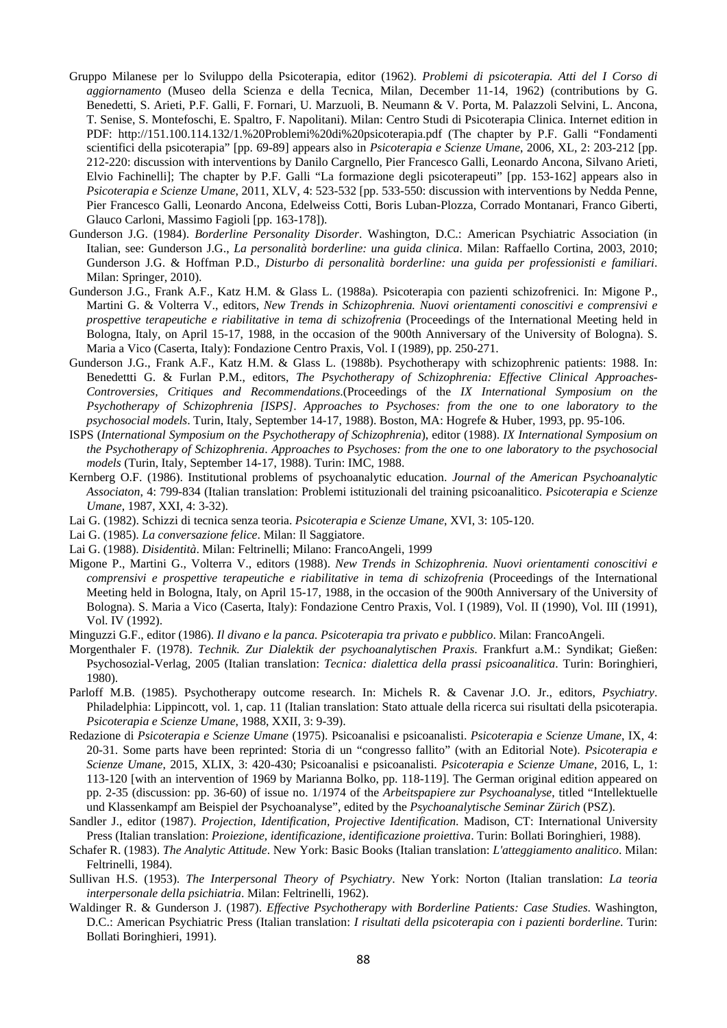Gruppo Milanese per lo Sviluppo della Psicoterapia, editor (1962). *Problemi di psicoterapia. Atti del I Corso di aggiornamento* (Museo della Scienza e della Tecnica, Milan, December 11-14, 1962) (contributions by G. Benedetti, S. Arieti, P.F. Galli, F. Fornari, U. Marzuoli, B. Neumann & V. Porta, M. Palazzoli Selvini, L. Ancona, T. Senise, S. Montefoschi, E. Spaltro, F. Napolitani). Milan: Centro Studi di Psicoterapia Clinica. Internet edition in PDF: http://151.100.114.132/1.%20Problemi%20di%20psicoterapia.pdf (The chapter by P.F. Galli "Fondamenti scientifici della psicoterapia" [pp. 69-89] appears also in *Psicoterapia e Scienze Umane*, 2006, XL, 2: 203-212 [pp. 212-220: discussion with interventions by Danilo Cargnello, Pier Francesco Galli, Leonardo Ancona, Silvano Arieti, Elvio Fachinelli]; The chapter by P.F. Galli "La formazione degli psicoterapeuti" [pp. 153-162] appears also in *Psicoterapia e Scienze Umane*, 2011, XLV, 4: 523-532 [pp. 533-550: discussion with interventions by Nedda Penne, Pier Francesco Galli, Leonardo Ancona, Edelweiss Cotti, Boris Luban-Plozza, Corrado Montanari, Franco Giberti, Glauco Carloni, Massimo Fagioli [pp. 163-178]).

Gunderson J.G. (1984). *Borderline Personality Disorder*. Washington, D.C.: American Psychiatric Association (in Italian, see: Gunderson J.G., *La personalità borderline: una guida clinica*. Milan: Raffaello Cortina, 2003, 2010; Gunderson J.G. & Hoffman P.D., *Disturbo di personalità borderline: una guida per professionisti e familiari*. Milan: Springer, 2010).

Gunderson J.G., Frank A.F., Katz H.M. & Glass L. (1988a). Psicoterapia con pazienti schizofrenici. In: Migone P., Martini G. & Volterra V., editors, *New Trends in Schizophrenia. Nuovi orientamenti conoscitivi e comprensivi e prospettive terapeutiche e riabilitative in tema di schizofrenia* (Proceedings of the International Meeting held in Bologna, Italy, on April 15-17, 1988, in the occasion of the 900th Anniversary of the University of Bologna). S. Maria a Vico (Caserta, Italy): Fondazione Centro Praxis, Vol. I (1989), pp. 250-271.

Gunderson J.G., Frank A.F., Katz H.M. & Glass L. (1988b). Psychotherapy with schizophrenic patients: 1988. In: Benedettti G. & Furlan P.M., editors, *The Psychotherapy of Schizophrenia: Effective Clinical Approaches-Controversies, Critiques and Recommendations*.(Proceedings of the *IX International Symposium on the Psychotherapy of Schizophrenia [ISPS]*. *Approaches to Psychoses: from the one to one laboratory to the psychosocial models*. Turin, Italy, September 14-17, 1988). Boston, MA: Hogrefe & Huber, 1993, pp. 95-106.

ISPS (*International Symposium on the Psychotherapy of Schizophrenia*), editor (1988). *IX International Symposium on the Psychotherapy of Schizophrenia*. *Approaches to Psychoses: from the one to one laboratory to the psychosocial models* (Turin, Italy, September 14-17, 1988). Turin: IMC, 1988.

Kernberg O.F. (1986). Institutional problems of psychoanalytic education. *Journal of the American Psychoanalytic Associaton*, 4: 799-834 (Italian translation: Problemi istituzionali del training psicoanalitico. *Psicoterapia e Scienze Umane*, 1987, XXI, 4: 3-32).

Lai G. (1982). Schizzi di tecnica senza teoria. *Psicoterapia e Scienze Umane*, XVI, 3: 105-120.

Lai G. (1985). *La conversazione felice*. Milan: Il Saggiatore.

Lai G. (1988). *Disidentità*. Milan: Feltrinelli; Milano: FrancoAngeli, 1999

Migone P., Martini G., Volterra V., editors (1988). *New Trends in Schizophrenia. Nuovi orientamenti conoscitivi e comprensivi e prospettive terapeutiche e riabilitative in tema di schizofrenia* (Proceedings of the International Meeting held in Bologna, Italy, on April 15-17, 1988, in the occasion of the 900th Anniversary of the University of Bologna). S. Maria a Vico (Caserta, Italy): Fondazione Centro Praxis, Vol. I (1989), Vol. II (1990), Vol. III (1991), Vol. IV (1992).

Minguzzi G.F., editor (1986). *Il divano e la panca. Psicoterapia tra privato e pubblico*. Milan: FrancoAngeli.

Morgenthaler F. (1978). *Technik. Zur Dialektik der psychoanalytischen Praxis*. Frankfurt a.M.: Syndikat; Gießen: Psychosozial-Verlag, 2005 (Italian translation: *Tecnica: dialettica della prassi psicoanalitica*. Turin: Boringhieri, 1980).

Parloff M.B. (1985). Psychotherapy outcome research. In: Michels R. & Cavenar J.O. Jr., editors, *Psychiatry*. Philadelphia: Lippincott, vol. 1, cap. 11 (Italian translation: Stato attuale della ricerca sui risultati della psicoterapia. *Psicoterapia e Scienze Umane*, 1988, XXII, 3: 9-39).

Redazione di *Psicoterapia e Scienze Umane* (1975). Psicoanalisi e psicoanalisti. *Psicoterapia e Scienze Umane*, IX, 4: 20-31. Some parts have been reprinted: Storia di un "congresso fallito" (with an Editorial Note). *Psicoterapia e Scienze Umane*, 2015, XLIX, 3: 420-430; Psicoanalisi e psicoanalisti. *Psicoterapia e Scienze Umane*, 2016, L, 1: 113-120 [with an intervention of 1969 by Marianna Bolko, pp. 118-119]. The German original edition appeared on pp. 2-35 (discussion: pp. 36-60) of issue no. 1/1974 of the *Arbeitspapiere zur Psychoanalyse*, titled "Intellektuelle und Klassenkampf am Beispiel der Psychoanalyse", edited by the *Psychoanalytische Seminar Zürich* (PSZ).

Sandler J., editor (1987). *Projection, Identification, Projective Identification*. Madison, CT: International University Press (Italian translation: *Proiezione, identificazione, identificazione proiettiva*. Turin: Bollati Boringhieri, 1988).

Schafer R. (1983). *The Analytic Attitude*. New York: Basic Books (Italian translation: *L'atteggiamento analitico*. Milan: Feltrinelli, 1984).

Sullivan H.S. (1953). *The Interpersonal Theory of Psychiatry*. New York: Norton (Italian translation: *La teoria interpersonale della psichiatria*. Milan: Feltrinelli, 1962).

Waldinger R. & Gunderson J. (1987). *Effective Psychotherapy with Borderline Patients: Case Studies*. Washington, D.C.: American Psychiatric Press (Italian translation: *I risultati della psicoterapia con i pazienti borderline*. Turin: Bollati Boringhieri, 1991).